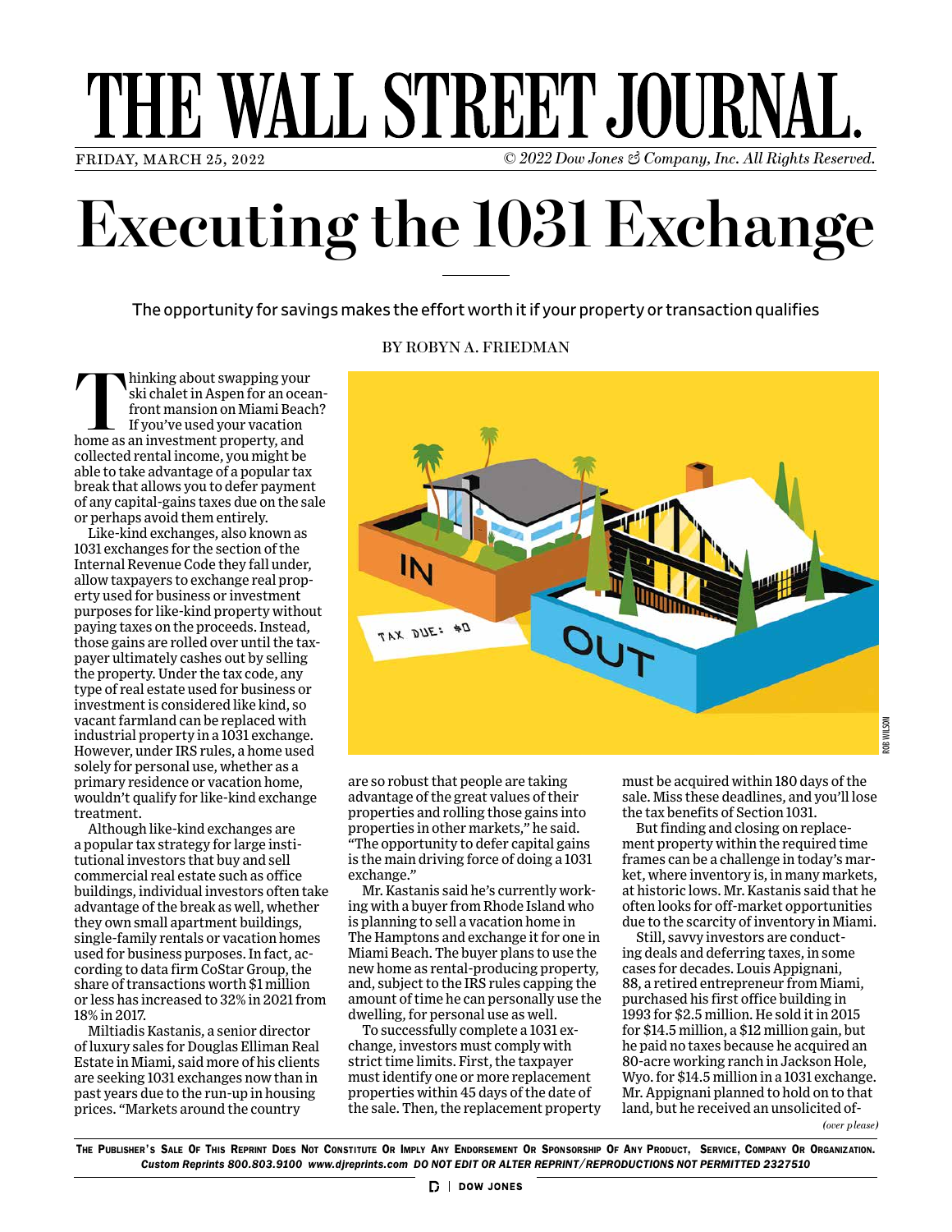# Executing the 1031 Exchange

The opportunity for savings makes the effort worth it if your property or transaction qualifies

BY ROBYN A. FRIEDMAN

Thinking about swapping your ski chalet in Aspen for an oceanfront mansion on Miami Beach? If you've used your vacation home as an investment property, and collected rental income, you might be able to take advantage of a popular tax break that allows you to defer payment of any capital-gains taxes due on the sale or perhaps avoid them entirely.

Like-kind exchanges, also known as 1031 exchanges for the section of the Internal Revenue Code they fall under, allow taxpayers to exchange real property used for business or investment purposes for like-kind property without paying taxes on the proceeds. Instead, those gains are rolled over until the taxpayer ultimately cashes out by selling the property. Under the tax code, any type of real estate used for business or investment is considered like kind, so vacant farmland can be replaced with industrial property in a 1031 exchange. However, under IRS rules, a home used solely for personal use, whether as a primary residence or vacation home, wouldn't qualify for like-kind exchange treatment.

Although like-kind exchanges are a popular tax strategy for large institutional investors that buy and sell commercial real estate such as office buildings, individual investors often take advantage of the break as well, whether they own small apartment buildings, single-family rentals or vacation homes used for business purposes. In fact, according to data firm CoStar Group, the share of transactions worth $1 million or less has increased to 32% in 2021 from 18% in 2017.

Miltiadis Kastanis, a senior director of luxury sales for Douglas Elliman Real Estate in Miami, said more of his clients are seeking 1031 exchanges now than in past years due to the run-up in housing prices. "Markets around the country are so robust that people are taking advantage of the great values of their properties and rolling those gains into properties in other markets," he said. "The opportunity to defer capital gains is the main driving force of doing a 1031 exchange."

Mr. Kastanis said he's currently working with a buyer from Rhode Island who is planning to sell a vacation home in The Hamptons and exchange it for one in Miami Beach. The buyer plans to use the new home as rental-producing property, and, subject to the IRS rules capping the amount of time he can personally use the dwelling, for personal use as well.

To successfully complete a 1031 exchange, investors must comply with strict time limits. First, the taxpayer must identify one or more replacement properties within 45 days of the date of the sale. Then, the replacement property must be acquired within 180 days of the sale. Miss these deadlines, and you'll lose the tax benefits of Section 1031.

But finding and closing on replacement property within the required time frames can be a challenge in today's market, where inventory is, in many markets, at historic lows. Mr. Kastanis said that he often looks for off-market opportunities due to the scarcity of inventory in Miami.

Still, savvy investors are conducting deals and deferring taxes, in some cases for decades. Louis Appignani, 88, a retired entrepreneur from Miami, purchased his first office building in 1993 for $2.5 million. He sold it in 2015 for $14.5 million, a $12 million gain, but he paid no taxes because he acquired an 80-acre working ranch in Jackson Hole, Wyo. for $14.5 million in a 1031 exchange. Mr. Appignani planned to hold on to that land, but he received an unsolicited of-

*(over please)*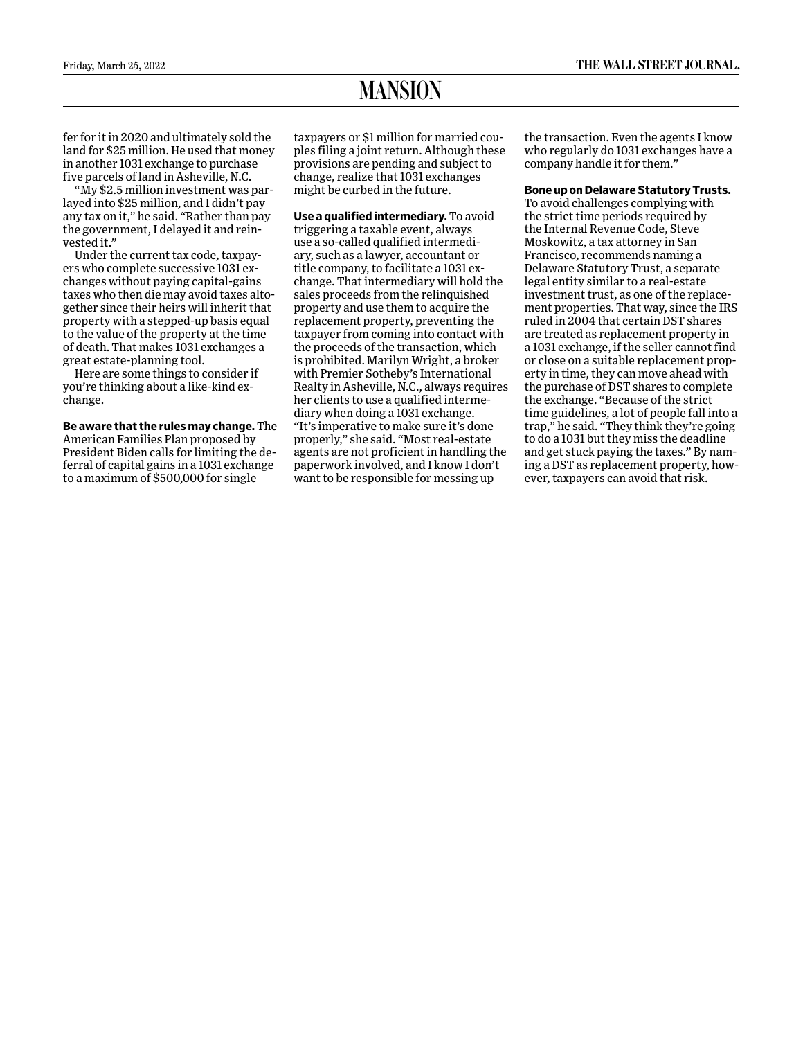fer for it in 2020 and ultimately sold the land for $25 million. He used that money in another 1031 exchange to purchase five parcels of land in Asheville, N.C.

"My $2.5 million investment was parlayed into $25 million, and I didn't pay any tax on it," he said. "Rather than pay the government, I delayed it and reinvested it."

Under the current tax code, taxpayers who complete successive 1031 exchanges without paying capital-gains taxes who then die may avoid taxes altogether since their heirs will inherit that property with a stepped-up basis equal to the value of the property at the time of death. That makes 1031 exchanges a great estate-planning tool.

Here are some things to consider if you're thinking about a like-kind exchange.

**Be aware that the rules may change.** The American Families Plan proposed by President Biden calls for limiting the deferral of capital gains in a 1031 exchange to a maximum of $500,000 for single taxpayers or $1 million for married couples filing a joint return. Although these provisions are pending and subject to change, realize that 1031 exchanges might be curbed in the future.

**Use a qualified intermediary.** To avoid triggering a taxable event, always use a so-called qualified intermediary, such as a lawyer, accountant or title company, to facilitate a 1031 exchange. That intermediary will hold the sales proceeds from the relinquished property and use them to acquire the replacement property, preventing the taxpayer from coming into contact with the proceeds of the transaction, which is prohibited. Marilyn Wright, a broker with Premier Sotheby's International Realty in Asheville, N.C., always requires her clients to use a qualified intermediary when doing a 1031 exchange. "It's imperative to make sure it's done properly," she said. "Most real-estate agents are not proficient in handling the paperwork involved, and I know I don't want to be responsible for messing up the transaction. Even the agents I know who regularly do 1031 exchanges have a company handle it for them."

**Bone up on Delaware Statutory Trusts.** To avoid challenges complying with the strict time periods required by the Internal Revenue Code, Steve Moskowitz, a tax attorney in San Francisco, recommends naming a Delaware Statutory Trust, a separate legal entity similar to a real-estate investment trust, as one of the replacement properties. That way, since the IRS ruled in 2004 that certain DST shares are treated as replacement property in a 1031 exchange, if the seller cannot find or close on a suitable replacement property in time, they can move ahead with the purchase of DST shares to complete the exchange. "Because of the strict time guidelines, a lot of people fall into a trap," he said. "They think they're going to do a 1031 but they miss the deadline and get stuck paying the taxes." By naming a DST as replacement property, however, taxpayers can avoid that risk.